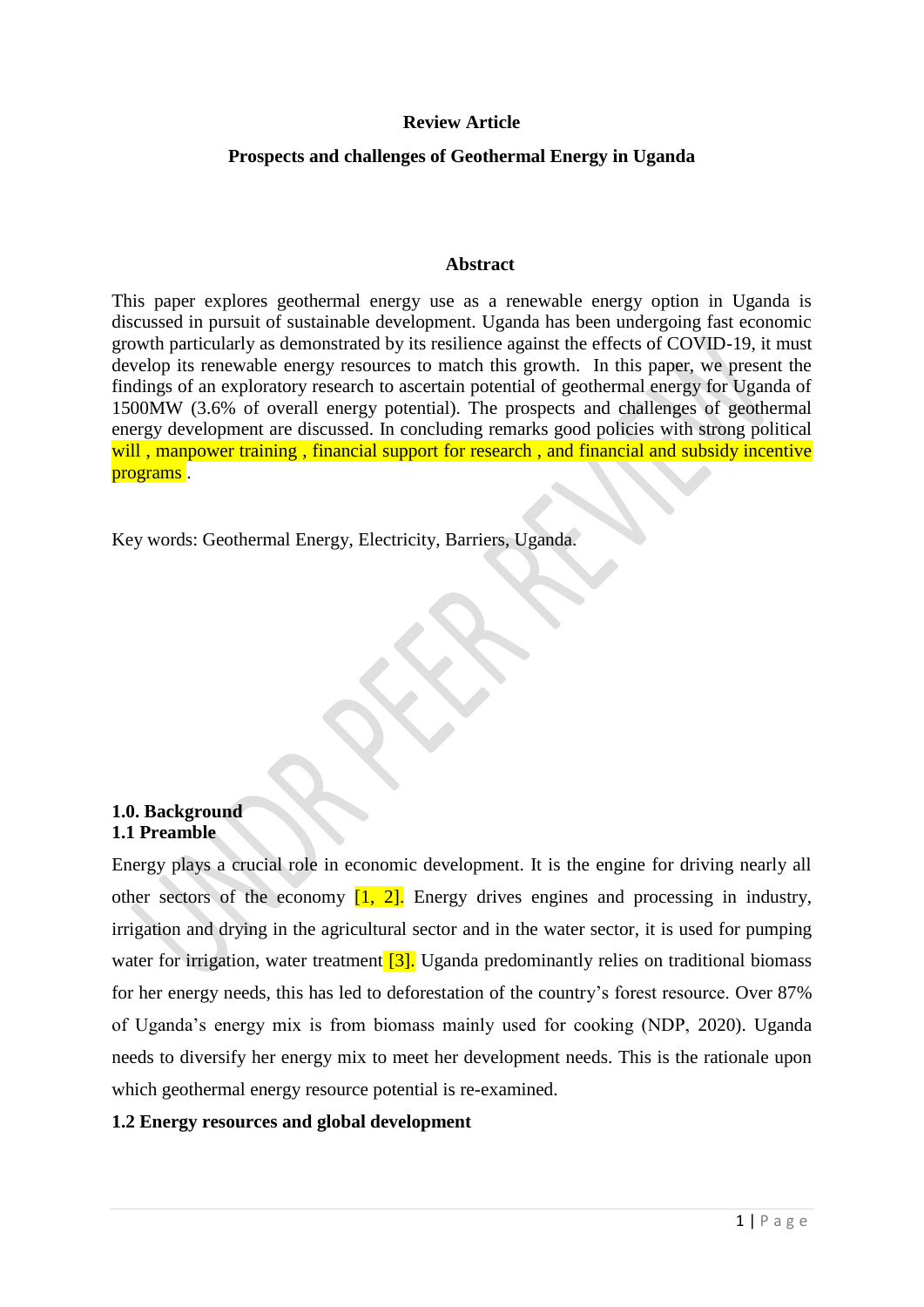**Review Article**

**Prospects and challenges of Geothermal Energy in Uganda**

**Abstract**

This paper explores geothermal energy use as a renewable energy option in Uganda is discussed in pursuit of sustainable development. Uganda has been undergoing fast economic growth particularly as demonstrated by its resilience against the effects of COVID-19, it must develop its renewable energy resources to match this growth. In this paper, we present the findings of an exploratory research to ascertain potential of geothermal energy for Uganda of 1500MW (3.6% of overall energy potential). The prospects and challenges of geothermal energy development are discussed. In concluding remarks good policies with strong political will , manpower training , financial support for research , and financial and subsidy incentive programs .

Key words: Geothermal Energy, Electricity, Barriers, Uganda.

## 1.0. Background

### 1.1 Preamble

Energy plays a crucial role in economic development. It is the engine for driving nearly all other sectors of the economy [1, 2]. Energy drives engines and processing in industry, irrigation and drying in the agricultural sector and in the water sector, it is used for pumping water for irrigation, water treatment [3]. Uganda predominantly relies on traditional biomass for her energy needs, this has led to deforestation of the country's forest resource. Over 87% of Uganda's energy mix is from biomass mainly used for cooking (NDP, 2020). Uganda needs to diversify her energy mix to meet her development needs. This is the rationale upon which geothermal energy resource potential is re-examined.

### 1.2 Energy resources and global development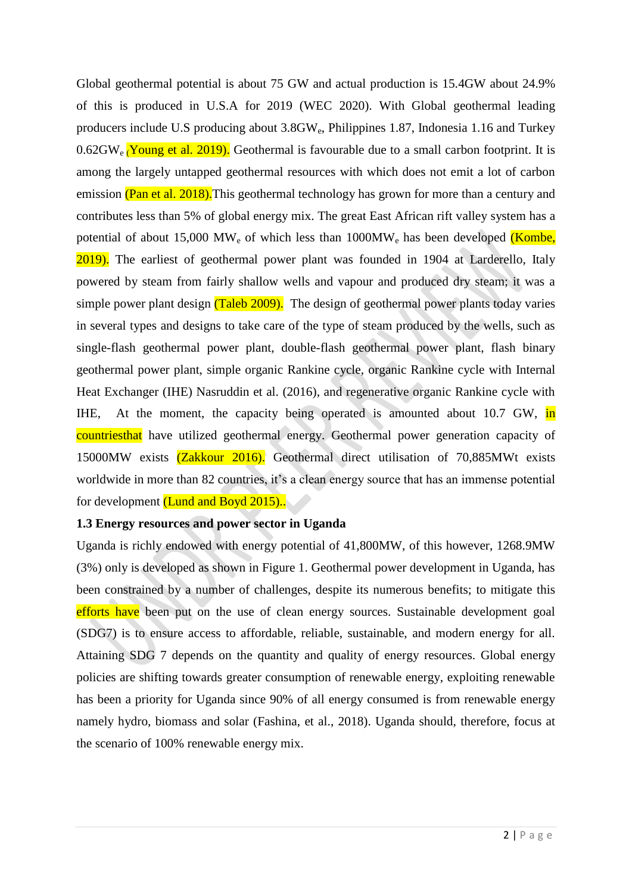Global geothermal potential is about 75 GW and actual production is 15.4GW about 24.9% of this is produced in U.S.A for 2019 (WEC 2020). With Global geothermal leading producers include U.S producing about 3.8GW$_e$, Philippines 1.87, Indonesia 1.16 and Turkey 0.62GW$_e$ (Young et al. 2019). Geothermal is favourable due to a small carbon footprint. It is among the largely untapped geothermal resources with which does not emit a lot of carbon emission (Pan et al. 2018).This geothermal technology has grown for more than a century and contributes less than 5% of global energy mix. The great East African rift valley system has a potential of about 15,000 MW$_e$ of which less than 1000MW$_e$ has been developed (Kombe, 2019). The earliest of geothermal power plant was founded in 1904 at Larderello, Italy powered by steam from fairly shallow wells and vapour and produced dry steam; it was a simple power plant design (Taleb 2009). The design of geothermal power plants today varies in several types and designs to take care of the type of steam produced by the wells, such as single-flash geothermal power plant, double-flash geothermal power plant, flash binary geothermal power plant, simple organic Rankine cycle, organic Rankine cycle with Internal Heat Exchanger (IHE) Nasruddin et al. (2016), and regenerative organic Rankine cycle with IHE, At the moment, the capacity being operated is amounted about 10.7 GW, in countriesthat have utilized geothermal energy. Geothermal power generation capacity of 15000MW exists (Zakkour 2016). Geothermal direct utilisation of 70,885MWt exists worldwide in more than 82 countries, it's a clean energy source that has an immense potential for development (Lund and Boyd 2015)..

**1.3 Energy resources and power sector in Uganda**

Uganda is richly endowed with energy potential of 41,800MW, of this however, 1268.9MW (3%) only is developed as shown in Figure 1. Geothermal power development in Uganda, has been constrained by a number of challenges, despite its numerous benefits; to mitigate this efforts have been put on the use of clean energy sources. Sustainable development goal (SDG7) is to ensure access to affordable, reliable, sustainable, and modern energy for all. Attaining SDG 7 depends on the quantity and quality of energy resources. Global energy policies are shifting towards greater consumption of renewable energy, exploiting renewable has been a priority for Uganda since 90% of all energy consumed is from renewable energy namely hydro, biomass and solar (Fashina, et al., 2018). Uganda should, therefore, focus at the scenario of 100% renewable energy mix.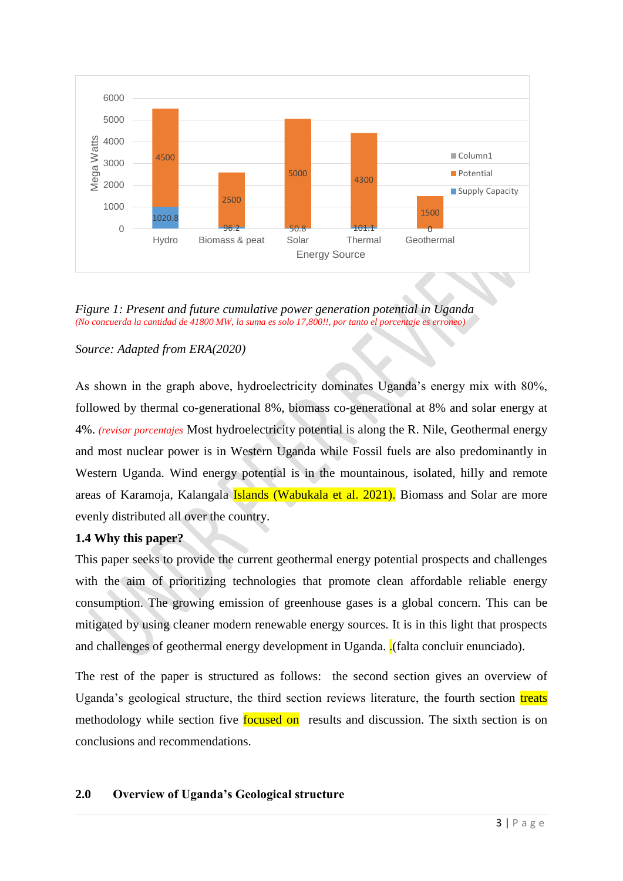Figure 1: Present and future cumulative power generation potential in Uganda
*(No concuerda la cantidad de 41800 MW, la suma es solo 17,800!!, por tanto el porcentaje es erroneo)*

*Source: Adapted from ERA(2020)*

As shown in the graph above, hydroelectricity dominates Uganda's energy mix with 80%, followed by thermal co-generational 8%, biomass co-generational at 8% and solar energy at 4%. *(revisar porcentajes* Most hydroelectricity potential is along the R. Nile, Geothermal energy and most nuclear power is in Western Uganda while Fossil fuels are also predominantly in Western Uganda. Wind energy potential is in the mountainous, isolated, hilly and remote areas of Karamoja, Kalangala Islands (Wabukala et al. 2021). Biomass and Solar are more evenly distributed all over the country.

**1.4 Why this paper?**

This paper seeks to provide the current geothermal energy potential prospects and challenges with the aim of prioritizing technologies that promote clean affordable reliable energy consumption. The growing emission of greenhouse gases is a global concern. This can be mitigated by using cleaner modern renewable energy sources. It is in this light that prospects and challenges of geothermal energy development in Uganda. .(falta concluir enunciado).

The rest of the paper is structured as follows: the second section gives an overview of Uganda's geological structure, the third section reviews literature, the fourth section treats methodology while section five focused on results and discussion. The sixth section is on conclusions and recommendations.

## 2.0 Overview of Uganda's Geological structure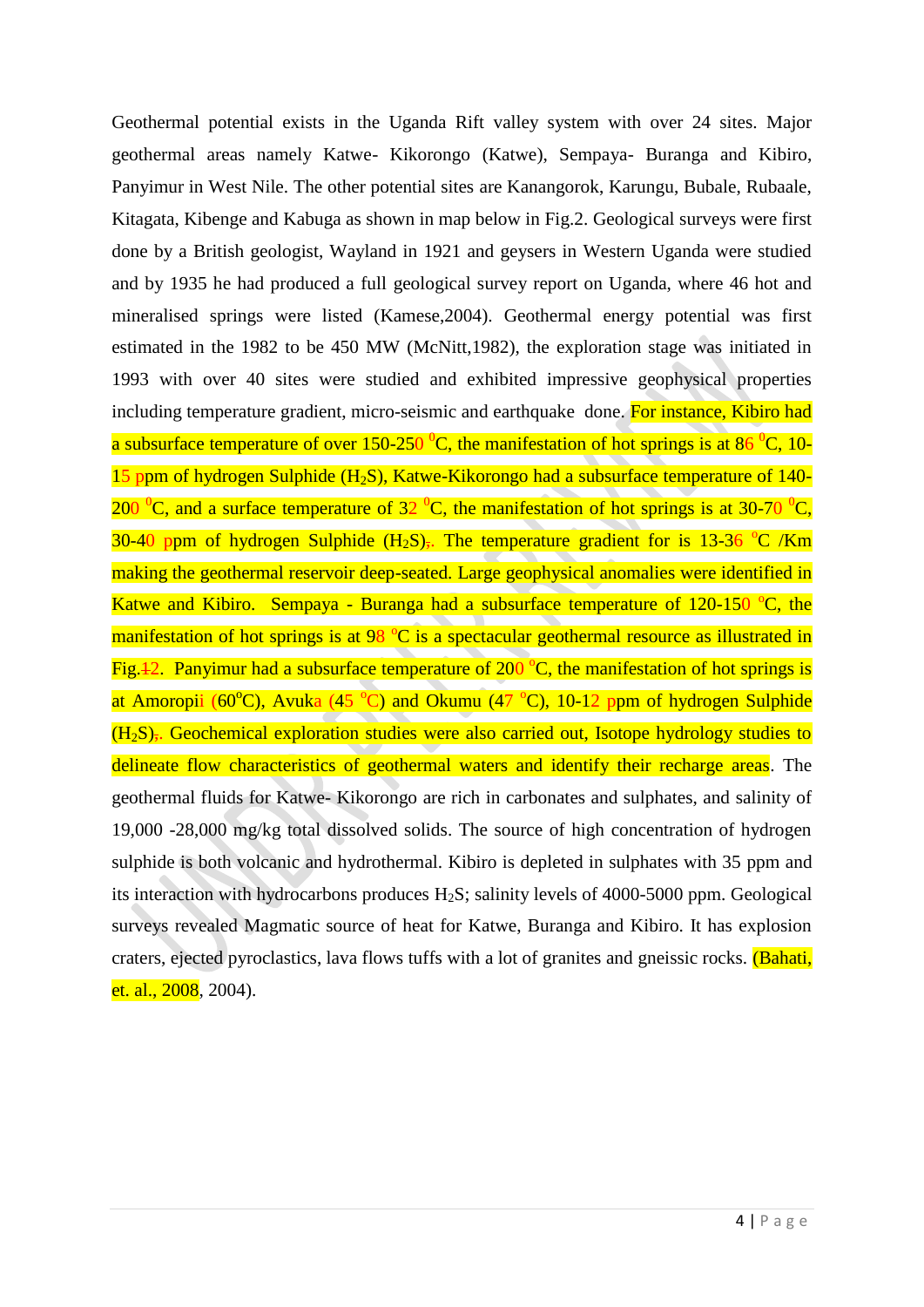Geothermal potential exists in the Uganda Rift valley system with over 24 sites. Major geothermal areas namely Katwe- Kikorongo (Katwe), Sempaya- Buranga and Kibiro, Panyimur in West Nile. The other potential sites are Kanangorok, Karungu, Bubale, Rubaale, Kitagata, Kibenge and Kabuga as shown in map below in Fig.2. Geological surveys were first done by a British geologist, Wayland in 1921 and geysers in Western Uganda were studied and by 1935 he had produced a full geological survey report on Uganda, where 46 hot and mineralised springs were listed (Kamese,2004). Geothermal energy potential was first estimated in the 1982 to be 450 MW (McNitt,1982), the exploration stage was initiated in 1993 with over 40 sites were studied and exhibited impressive geophysical properties including temperature gradient, micro-seismic and earthquake done. For instance, Kibiro had a subsurface temperature of over 150-250 $^0$C, the manifestation of hot springs is at 86 $^0$C, 10-15 ppm of hydrogen Sulphide ($H_2S$), Katwe-Kikorongo had a subsurface temperature of 140-200 $^0$C, and a surface temperature of 32 $^0$C, the manifestation of hot springs is at 30-70 $^0$C, 30-40 ppm of hydrogen Sulphide ($H_2S$),. The temperature gradient for is 13-36 $^o$C /Km making the geothermal reservoir deep-seated. Large geophysical anomalies were identified in Katwe and Kibiro. Sempaya - Buranga had a subsurface temperature of 120-150 $^o$C, the manifestation of hot springs is at 98 $^o$C is a spectacular geothermal resource as illustrated in Fig.12. Panyimur had a subsurface temperature of 200 $^o$C, the manifestation of hot springs is at Amoropii (60$^o$C), Avuka (45 $^o$C) and Okumu (47 $^o$C), 10-12 ppm of hydrogen Sulphide ($H_2S$),. Geochemical exploration studies were also carried out, Isotope hydrology studies to delineate flow characteristics of geothermal waters and identify their recharge areas. The geothermal fluids for Katwe- Kikorongo are rich in carbonates and sulphates, and salinity of 19,000 -28,000 mg/kg total dissolved solids. The source of high concentration of hydrogen sulphide is both volcanic and hydrothermal. Kibiro is depleted in sulphates with 35 ppm and its interaction with hydrocarbons produces $H_2S$; salinity levels of 4000-5000 ppm. Geological surveys revealed Magmatic source of heat for Katwe, Buranga and Kibiro. It has explosion craters, ejected pyroclastics, lava flows tuffs with a lot of granites and gneissic rocks. (Bahati, et. al., 2008, 2004).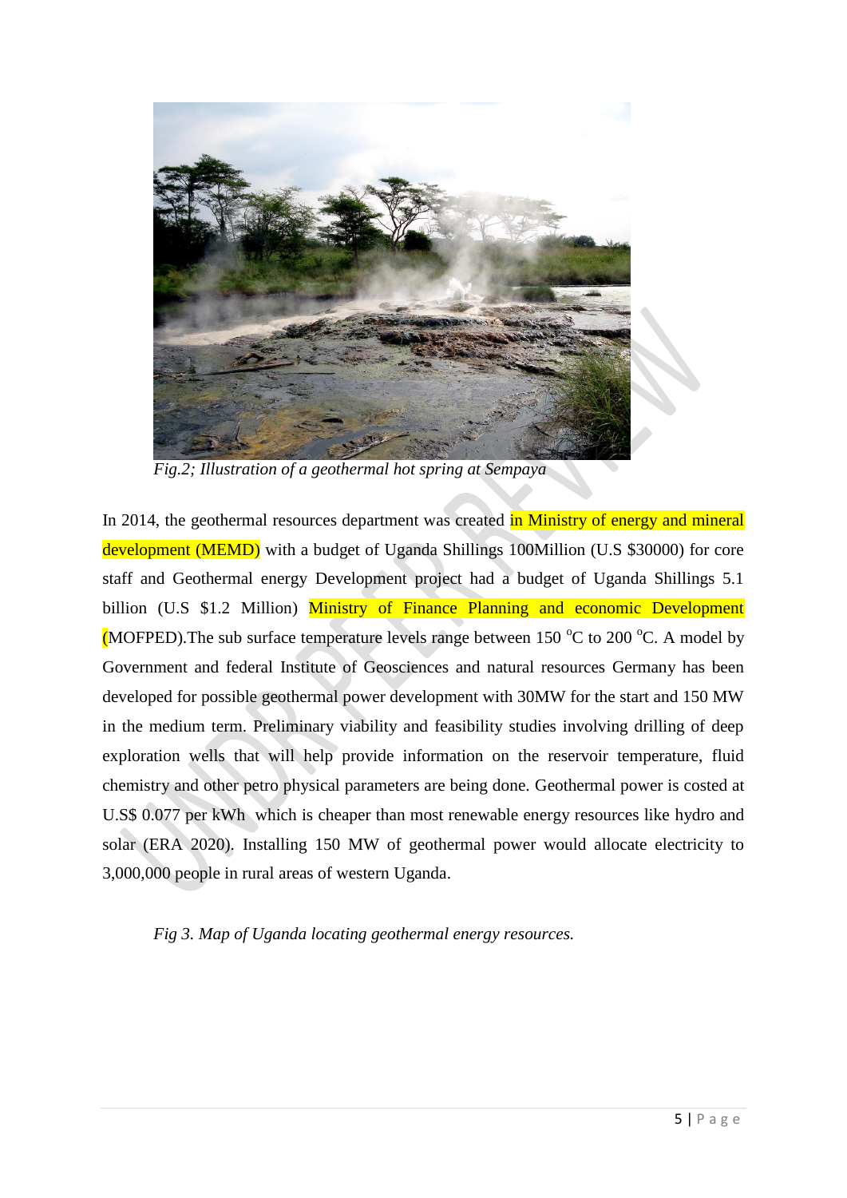*Fig.2; Illustration of a geothermal hot spring at Sempaya*

In 2014, the geothermal resources department was created in Ministry of energy and mineral development (MEMD) with a budget of Uganda Shillings 100Million (U.S $30000) for core staff and Geothermal energy Development project had a budget of Uganda Shillings 5.1 billion (U.S $1.2 Million) Ministry of Finance Planning and economic Development (MOFPED).The sub surface temperature levels range between 150 $^{o}$C to 200 $^{o}$C. A model by Government and federal Institute of Geosciences and natural resources Germany has been developed for possible geothermal power development with 30MW for the start and 150 MW in the medium term. Preliminary viability and feasibility studies involving drilling of deep exploration wells that will help provide information on the reservoir temperature, fluid chemistry and other petro physical parameters are being done. Geothermal power is costed at U.S$ 0.077 per kWh which is cheaper than most renewable energy resources like hydro and solar (ERA 2020). Installing 150 MW of geothermal power would allocate electricity to 3,000,000 people in rural areas of western Uganda.

*Fig 3. Map of Uganda locating geothermal energy resources.*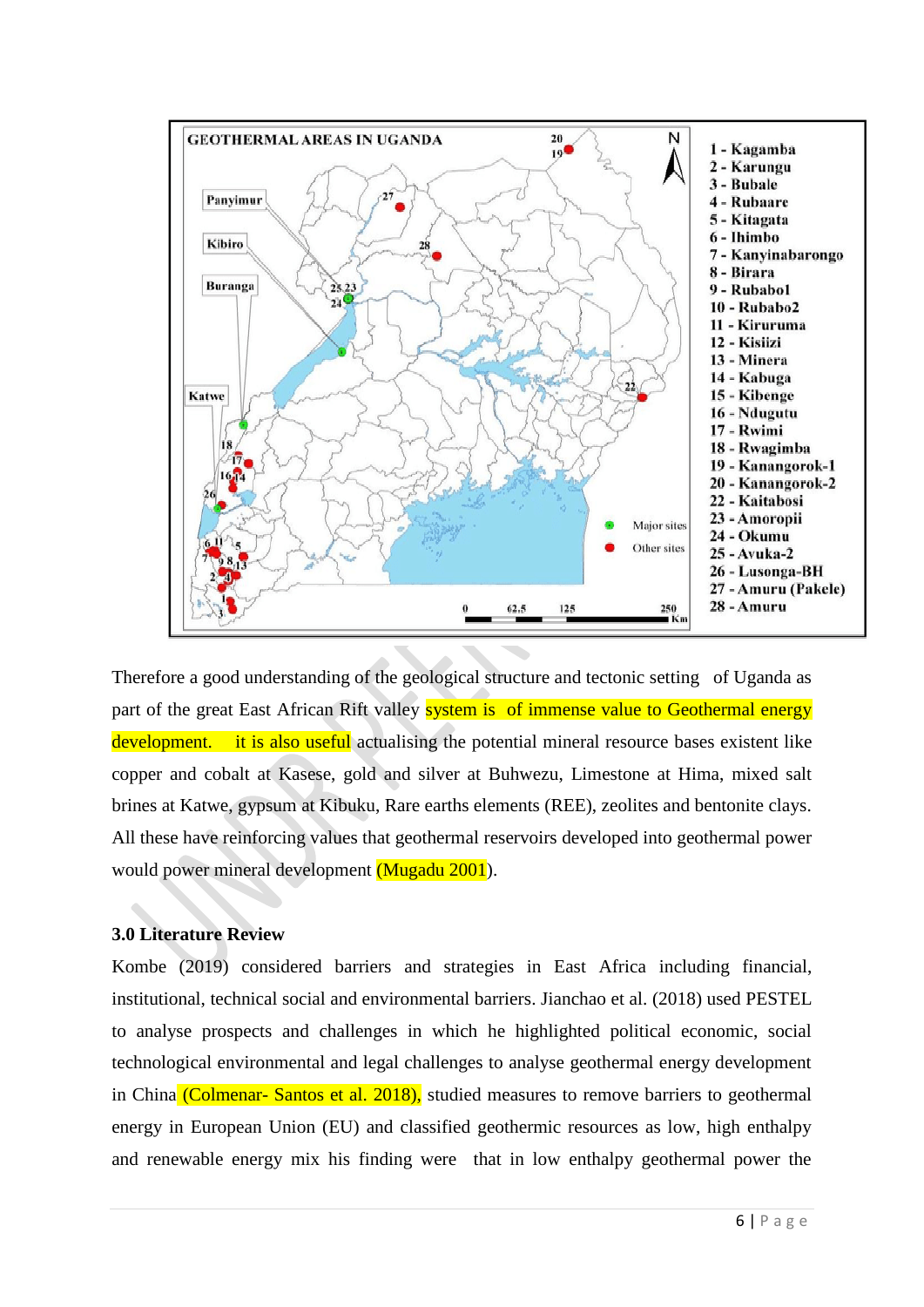Therefore a good understanding of the geological structure and tectonic setting of Uganda as part of the great East African Rift valley system is of immense value to Geothermal energy development. it is also useful actualising the potential mineral resource bases existent like copper and cobalt at Kasese, gold and silver at Buhwezu, Limestone at Hima, mixed salt brines at Katwe, gypsum at Kibuku, Rare earths elements (REE), zeolites and bentonite clays. All these have reinforcing values that geothermal reservoirs developed into geothermal power would power mineral development (Mugadu 2001).

### 3.0 Literature Review

Kombe (2019) considered barriers and strategies in East Africa including financial, institutional, technical social and environmental barriers. Jianchao et al. (2018) used PESTEL to analyse prospects and challenges in which he highlighted political economic, social technological environmental and legal challenges to analyse geothermal energy development in China (Colmenar- Santos et al. 2018), studied measures to remove barriers to geothermal energy in European Union (EU) and classified geothermic resources as low, high enthalpy and renewable energy mix his finding were that in low enthalpy geothermal power the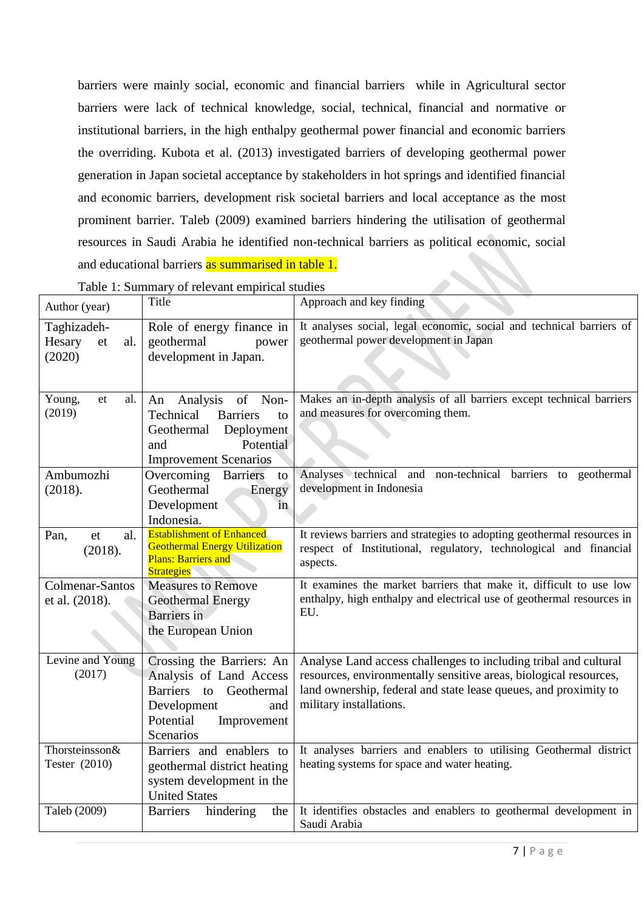barriers were mainly social, economic and financial barriers  while in Agricultural sector barriers were lack of technical knowledge, social, technical, financial and normative or institutional barriers, in the high enthalpy geothermal power financial and economic barriers the overriding. Kubota et al. (2013) investigated barriers of developing geothermal power generation in Japan societal acceptance by stakeholders in hot springs and identified financial and economic barriers, development risk societal barriers and local acceptance as the most prominent barrier. Taleb (2009) examined barriers hindering the utilisation of geothermal resources in Saudi Arabia he identified non-technical barriers as political economic, social and educational barriers as summarised in table 1.

Table 1: Summary of relevant empirical studies

| Author (year) | Title | Approach and key finding |
|---|---|---|
| Taghizadeh-Hesary et al. (2020) | Role of energy finance in geothermal power development in Japan. | It analyses social, legal economic, social and technical barriers of geothermal power development in Japan |
| Young, et al. (2019) | An Analysis of Non-Technical Barriers to Geothermal Deployment and Potential Improvement Scenarios | Makes an in-depth analysis of all barriers except technical barriers and measures for overcoming them. |
| Ambumozhi (2018). | Overcoming Barriers to Geothermal Energy Development in Indonesia. | Analyses technical and non-technical barriers to geothermal development in Indonesia |
| Pan, et al. (2018). | Establishment of Enhanced Geothermal Energy Utilization Plans: Barriers and Strategies | It reviews barriers and strategies to adopting geothermal resources in respect of Institutional, regulatory, technological and financial aspects. |
| Colmenar-Santos et al. (2018). | Measures to Remove Geothermal Energy Barriers in the European Union | It examines the market barriers that make it, difficult to use low enthalpy, high enthalpy and electrical use of geothermal resources in EU. |
| Levine and Young (2017) | Crossing the Barriers: An Analysis of Land Access Barriers to Geothermal Development and Potential Improvement Scenarios | Analyse Land access challenges to including tribal and cultural resources, environmentally sensitive areas, biological resources, land ownership, federal and state lease queues, and proximity to military installations. |
| Thorsteinsson& Tester (2010) | Barriers and enablers to geothermal district heating system development in the United States | It analyses barriers and enablers to utilising Geothermal district heating systems for space and water heating. |
| Taleb (2009) | Barriers hindering the | It identifies obstacles and enablers to geothermal development in Saudi Arabia |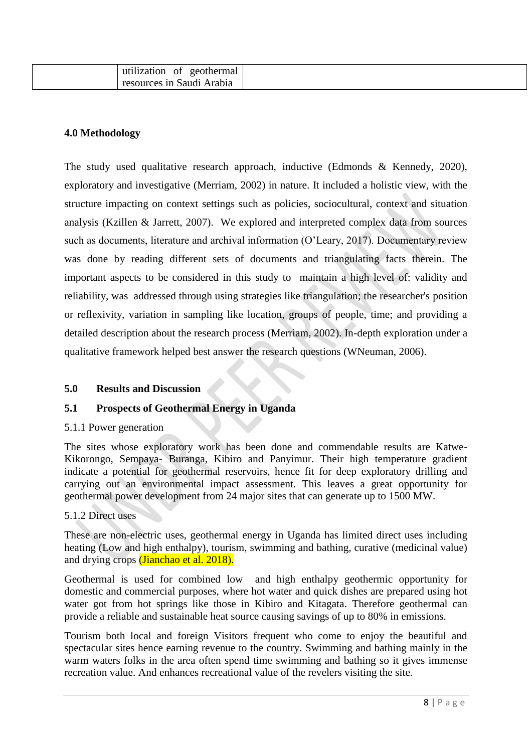| | utilization of geothermal resources in Saudi Arabia | |
|---|---|---|

**4.0 Methodology**

The study used qualitative research approach, inductive (Edmonds & Kennedy, 2020), exploratory and investigative (Merriam, 2002) in nature. It included a holistic view, with the structure impacting on context settings such as policies, sociocultural, context and situation analysis (Kzillen & Jarrett, 2007). We explored and interpreted complex data from sources such as documents, literature and archival information (O'Leary, 2017). Documentary review was done by reading different sets of documents and triangulating facts therein. The important aspects to be considered in this study to maintain a high level of: validity and reliability, was addressed through using strategies like triangulation; the researcher's position or reflexivity, variation in sampling like location, groups of people, time; and providing a detailed description about the research process (Merriam, 2002). In-depth exploration under a qualitative framework helped best answer the research questions (WNeuman, 2006).

**5.0 Results and Discussion**

**5.1 Prospects of Geothermal Energy in Uganda**

5.1.1 Power generation

The sites whose exploratory work has been done and commendable results are Katwe-Kikorongo, Sempaya- Buranga, Kibiro and Panyimur. Their high temperature gradient indicate a potential for geothermal reservoirs, hence fit for deep exploratory drilling and carrying out an environmental impact assessment. This leaves a great opportunity for geothermal power development from 24 major sites that can generate up to 1500 MW.

5.1.2 Direct uses

These are non-electric uses, geothermal energy in Uganda has limited direct uses including heating (Low and high enthalpy), tourism, swimming and bathing, curative (medicinal value) and drying crops (Jianchao et al. 2018).

Geothermal is used for combined low and high enthalpy geothermic opportunity for domestic and commercial purposes, where hot water and quick dishes are prepared using hot water got from hot springs like those in Kibiro and Kitagata. Therefore geothermal can provide a reliable and sustainable heat source causing savings of up to 80% in emissions.

Tourism both local and foreign Visitors frequent who come to enjoy the beautiful and spectacular sites hence earning revenue to the country. Swimming and bathing mainly in the warm waters folks in the area often spend time swimming and bathing so it gives immense recreation value. And enhances recreational value of the revelers visiting the site.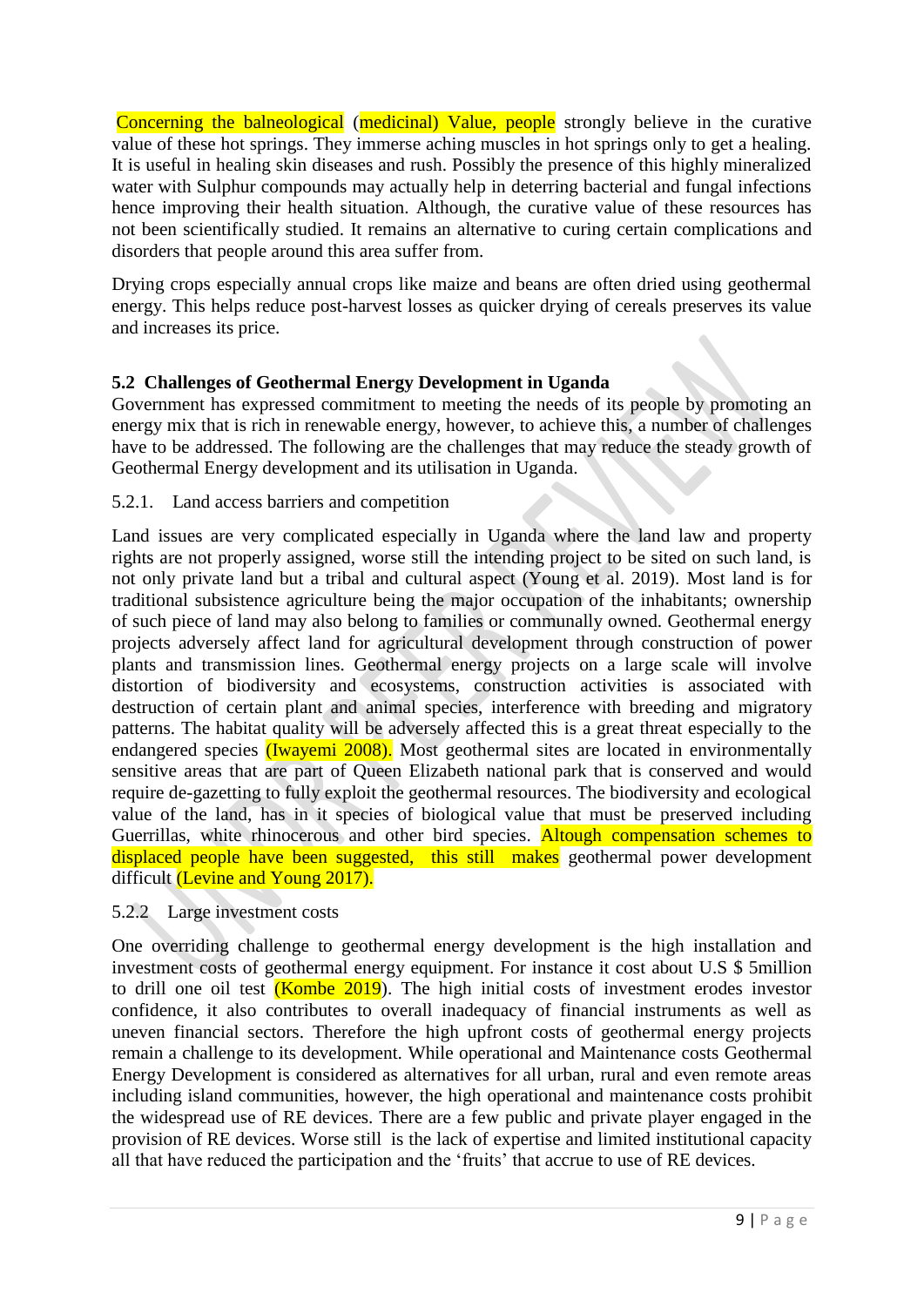Concerning the balneological (medicinal) Value, people strongly believe in the curative value of these hot springs. They immerse aching muscles in hot springs only to get a healing. It is useful in healing skin diseases and rush. Possibly the presence of this highly mineralized water with Sulphur compounds may actually help in deterring bacterial and fungal infections hence improving their health situation. Although, the curative value of these resources has not been scientifically studied. It remains an alternative to curing certain complications and disorders that people around this area suffer from.

Drying crops especially annual crops like maize and beans are often dried using geothermal energy. This helps reduce post-harvest losses as quicker drying of cereals preserves its value and increases its price.

### 5.2 Challenges of Geothermal Energy Development in Uganda

Government has expressed commitment to meeting the needs of its people by promoting an energy mix that is rich in renewable energy, however, to achieve this, a number of challenges have to be addressed. The following are the challenges that may reduce the steady growth of Geothermal Energy development and its utilisation in Uganda.

#### 5.2.1. Land access barriers and competition

Land issues are very complicated especially in Uganda where the land law and property rights are not properly assigned, worse still the intending project to be sited on such land, is not only private land but a tribal and cultural aspect (Young et al. 2019). Most land is for traditional subsistence agriculture being the major occupation of the inhabitants; ownership of such piece of land may also belong to families or communally owned. Geothermal energy projects adversely affect land for agricultural development through construction of power plants and transmission lines. Geothermal energy projects on a large scale will involve distortion of biodiversity and ecosystems, construction activities is associated with destruction of certain plant and animal species, interference with breeding and migratory patterns. The habitat quality will be adversely affected this is a great threat especially to the endangered species (Iwayemi 2008). Most geothermal sites are located in environmentally sensitive areas that are part of Queen Elizabeth national park that is conserved and would require de-gazetting to fully exploit the geothermal resources. The biodiversity and ecological value of the land, has in it species of biological value that must be preserved including Guerrillas, white rhinocerous and other bird species. Altough compensation schemes to displaced people have been suggested, this still makes geothermal power development difficult (Levine and Young 2017).

#### 5.2.2 Large investment costs

One overriding challenge to geothermal energy development is the high installation and investment costs of geothermal energy equipment. For instance it cost about U.S $ 5million to drill one oil test (Kombe 2019). The high initial costs of investment erodes investor confidence, it also contributes to overall inadequacy of financial instruments as well as uneven financial sectors. Therefore the high upfront costs of geothermal energy projects remain a challenge to its development. While operational and Maintenance costs Geothermal Energy Development is considered as alternatives for all urban, rural and even remote areas including island communities, however, the high operational and maintenance costs prohibit the widespread use of RE devices. There are a few public and private player engaged in the provision of RE devices. Worse still is the lack of expertise and limited institutional capacity all that have reduced the participation and the 'fruits' that accrue to use of RE devices.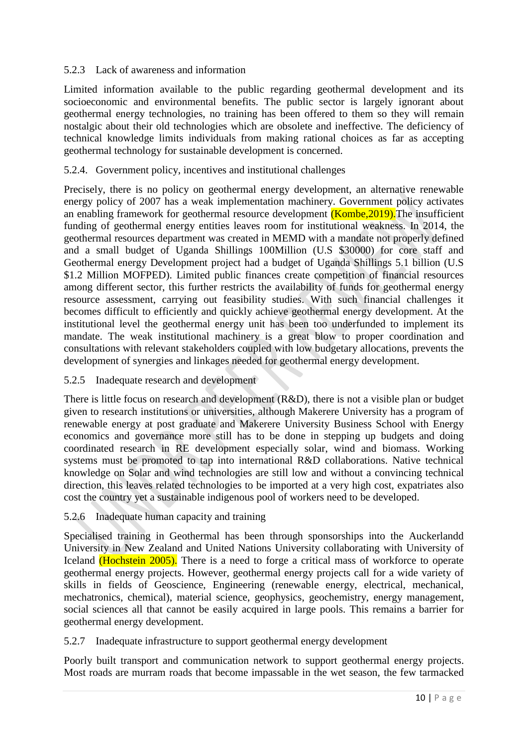### 5.2.3 Lack of awareness and information

Limited information available to the public regarding geothermal development and its socioeconomic and environmental benefits. The public sector is largely ignorant about geothermal energy technologies, no training has been offered to them so they will remain nostalgic about their old technologies which are obsolete and ineffective. The deficiency of technical knowledge limits individuals from making rational choices as far as accepting geothermal technology for sustainable development is concerned.

### 5.2.4. Government policy, incentives and institutional challenges

Precisely, there is no policy on geothermal energy development, an alternative renewable energy policy of 2007 has a weak implementation machinery. Government policy activates an enabling framework for geothermal resource development (Kombe,2019).The insufficient funding of geothermal energy entities leaves room for institutional weakness. In 2014, the geothermal resources department was created in MEMD with a mandate not properly defined and a small budget of Uganda Shillings 100Million (U.S $30000) for core staff and Geothermal energy Development project had a budget of Uganda Shillings 5.1 billion (U.S $1.2 Million MOFPED). Limited public finances create competition of financial resources among different sector, this further restricts the availability of funds for geothermal energy resource assessment, carrying out feasibility studies. With such financial challenges it becomes difficult to efficiently and quickly achieve geothermal energy development. At the institutional level the geothermal energy unit has been too underfunded to implement its mandate. The weak institutional machinery is a great blow to proper coordination and consultations with relevant stakeholders coupled with low budgetary allocations, prevents the development of synergies and linkages needed for geothermal energy development.

### 5.2.5 Inadequate research and development

There is little focus on research and development (R&D), there is not a visible plan or budget given to research institutions or universities, although Makerere University has a program of renewable energy at post graduate and Makerere University Business School with Energy economics and governance more still has to be done in stepping up budgets and doing coordinated research in RE development especially solar, wind and biomass. Working systems must be promoted to tap into international R&D collaborations. Native technical knowledge on Solar and wind technologies are still low and without a convincing technical direction, this leaves related technologies to be imported at a very high cost, expatriates also cost the country yet a sustainable indigenous pool of workers need to be developed.

### 5.2.6 Inadequate human capacity and training

Specialised training in Geothermal has been through sponsorships into the Auckerlandd University in New Zealand and United Nations University collaborating with University of Iceland (Hochstein 2005). There is a need to forge a critical mass of workforce to operate geothermal energy projects. However, geothermal energy projects call for a wide variety of skills in fields of Geoscience, Engineering (renewable energy, electrical, mechanical, mechatronics, chemical), material science, geophysics, geochemistry, energy management, social sciences all that cannot be easily acquired in large pools. This remains a barrier for geothermal energy development.

### 5.2.7 Inadequate infrastructure to support geothermal energy development

Poorly built transport and communication network to support geothermal energy projects. Most roads are murram roads that become impassable in the wet season, the few tarmacked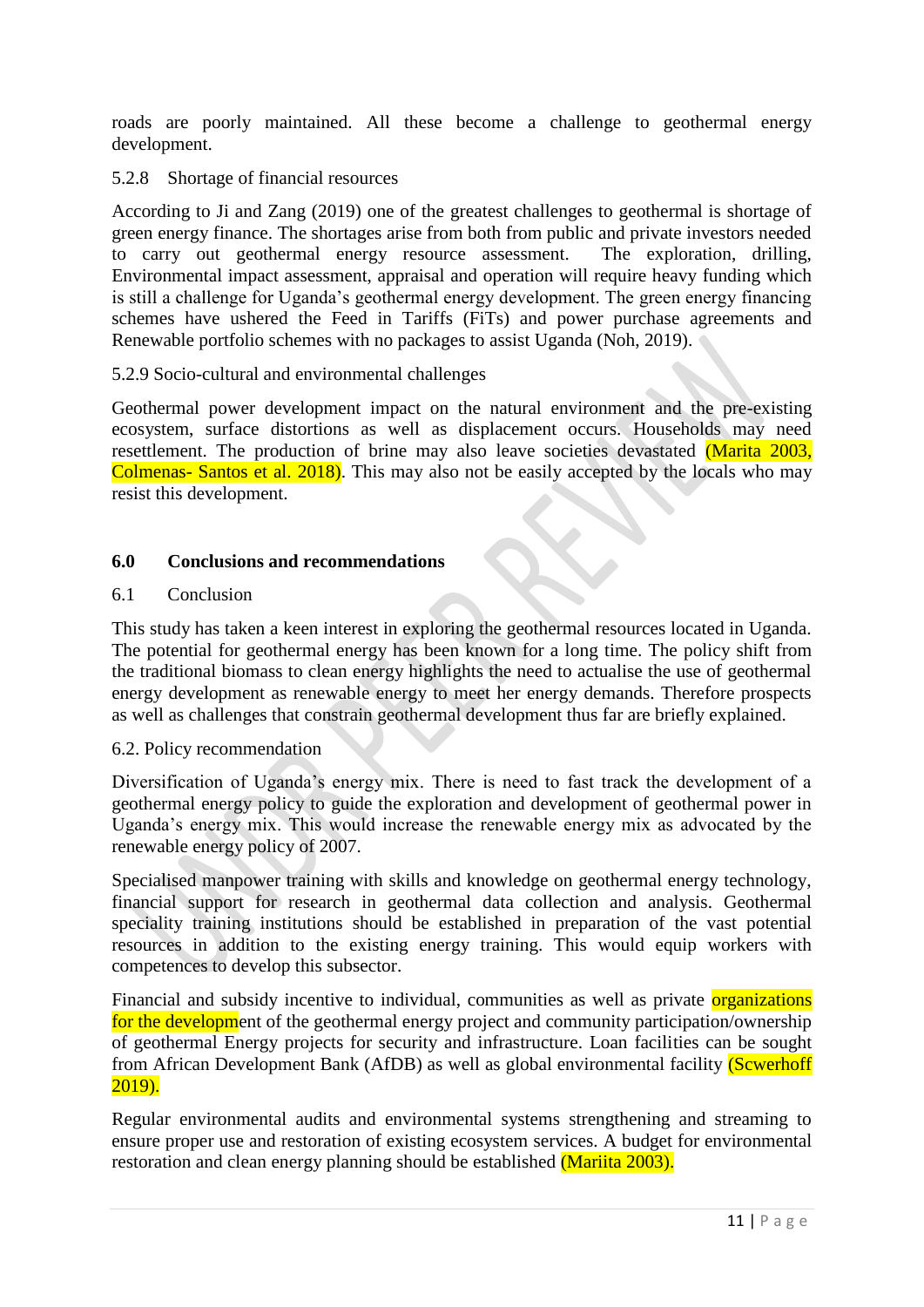roads are poorly maintained. All these become a challenge to geothermal energy development.

### 5.2.8 Shortage of financial resources

According to Ji and Zang (2019) one of the greatest challenges to geothermal is shortage of green energy finance. The shortages arise from both from public and private investors needed to carry out geothermal energy resource assessment. The exploration, drilling, Environmental impact assessment, appraisal and operation will require heavy funding which is still a challenge for Uganda's geothermal energy development. The green energy financing schemes have ushered the Feed in Tariffs (FiTs) and power purchase agreements and Renewable portfolio schemes with no packages to assist Uganda (Noh, 2019).

### 5.2.9 Socio-cultural and environmental challenges

Geothermal power development impact on the natural environment and the pre-existing ecosystem, surface distortions as well as displacement occurs. Households may need resettlement. The production of brine may also leave societies devastated (Marita 2003, Colmenas- Santos et al. 2018). This may also not be easily accepted by the locals who may resist this development.

## 6.0 Conclusions and recommendations

### 6.1 Conclusion

This study has taken a keen interest in exploring the geothermal resources located in Uganda. The potential for geothermal energy has been known for a long time. The policy shift from the traditional biomass to clean energy highlights the need to actualise the use of geothermal energy development as renewable energy to meet her energy demands. Therefore prospects as well as challenges that constrain geothermal development thus far are briefly explained.

### 6.2. Policy recommendation

Diversification of Uganda's energy mix. There is need to fast track the development of a geothermal energy policy to guide the exploration and development of geothermal power in Uganda's energy mix. This would increase the renewable energy mix as advocated by the renewable energy policy of 2007.

Specialised manpower training with skills and knowledge on geothermal energy technology, financial support for research in geothermal data collection and analysis. Geothermal speciality training institutions should be established in preparation of the vast potential resources in addition to the existing energy training. This would equip workers with competences to develop this subsector.

Financial and subsidy incentive to individual, communities as well as private organizations for the development of the geothermal energy project and community participation/ownership of geothermal Energy projects for security and infrastructure. Loan facilities can be sought from African Development Bank (AfDB) as well as global environmental facility (Scwerhoff 2019).

Regular environmental audits and environmental systems strengthening and streaming to ensure proper use and restoration of existing ecosystem services. A budget for environmental restoration and clean energy planning should be established (Mariita 2003).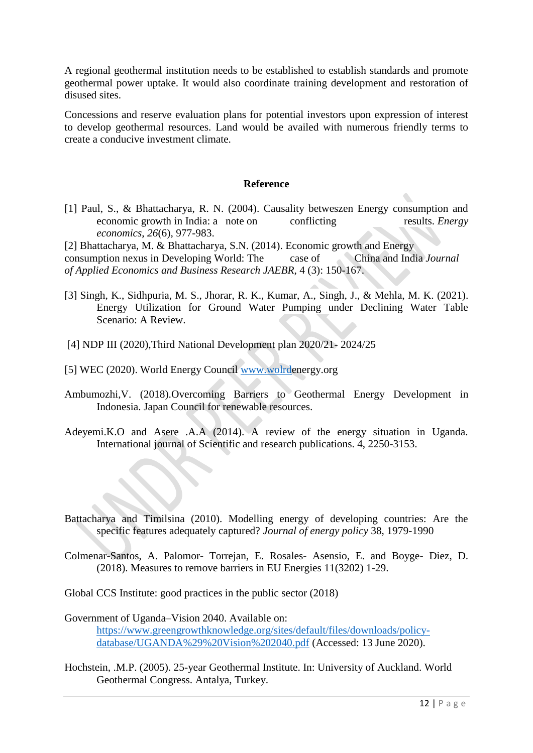A regional geothermal institution needs to be established to establish standards and promote geothermal power uptake. It would also coordinate training development and restoration of disused sites.

Concessions and reserve evaluation plans for potential investors upon expression of interest to develop geothermal resources. Land would be availed with numerous friendly terms to create a conducive investment climate.

## Reference

[1] Paul, S., & Bhattacharya, R. N. (2004). Causality betweszen Energy consumption and economic growth in India: a note on conflicting results. *Energy economics*, *26*(6), 977-983.

[2] Bhattacharya, M. & Bhattacharya, S.N. (2014). Economic growth and Energy consumption nexus in Developing World: The case of China and India *Journal of Applied Economics and Business Research JAEBR*, 4 (3): 150-167.

[3] Singh, K., Sidhpuria, M. S., Jhorar, R. K., Kumar, A., Singh, J., & Mehla, M. K. (2021). Energy Utilization for Ground Water Pumping under Declining Water Table Scenario: A Review.

[4] NDP III (2020),Third National Development plan 2020/21- 2024/25

[5] WEC (2020). World Energy Council www.wolrdenergy.org

Ambumozhi,V. (2018).Overcoming Barriers to Geothermal Energy Development in Indonesia. Japan Council for renewable resources.

Adeyemi.K.O and Asere .A.A (2014). A review of the energy situation in Uganda. International journal of Scientific and research publications. 4, 2250-3153.

Battacharya and Timilsina (2010). Modelling energy of developing countries: Are the specific features adequately captured? *Journal of energy policy* 38, 1979-1990

Colmenar-Santos, A. Palomor- Torrejan, E. Rosales- Asensio, E. and Boyge- Diez, D. (2018). Measures to remove barriers in EU Energies 11(3202) 1-29.

Global CCS Institute: good practices in the public sector (2018)

Government of Uganda–Vision 2040. Available on: https://www.greengrowthknowledge.org/sites/default/files/downloads/policy-database/UGANDA%29%20Vision%202040.pdf (Accessed: 13 June 2020).

Hochstein, .M.P. (2005). 25-year Geothermal Institute. In: University of Auckland. World Geothermal Congress. Antalya, Turkey.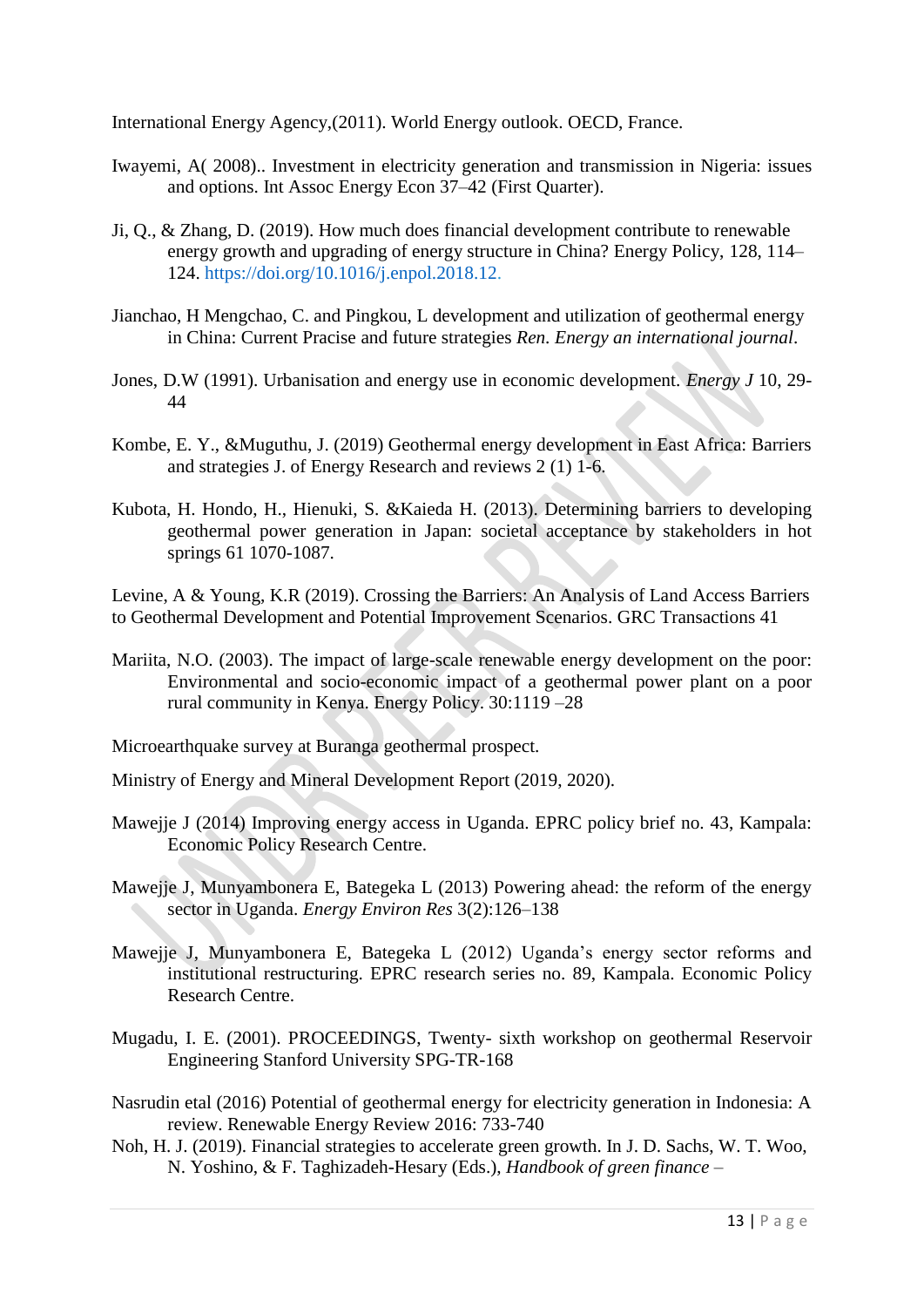International Energy Agency,(2011). World Energy outlook. OECD, France.

Iwayemi, A( 2008).. Investment in electricity generation and transmission in Nigeria: issues and options. Int Assoc Energy Econ 37–42 (First Quarter).

Ji, Q., & Zhang, D. (2019). How much does financial development contribute to renewable energy growth and upgrading of energy structure in China? Energy Policy, 128, 114–124. https://doi.org/10.1016/j.enpol.2018.12.

Jianchao, H Mengchao, C. and Pingkou, L development and utilization of geothermal energy in China: Current Pracise and future strategies *Ren. Energy an international journal*.

Jones, D.W (1991). Urbanisation and energy use in economic development. *Energy J* 10, 29-44

Kombe, E. Y., &Muguthu, J. (2019) Geothermal energy development in East Africa: Barriers and strategies J. of Energy Research and reviews 2 (1) 1-6.

Kubota, H. Hondo, H., Hienuki, S. &Kaieda H. (2013). Determining barriers to developing geothermal power generation in Japan: societal acceptance by stakeholders in hot springs 61 1070-1087.

Levine, A & Young, K.R (2019). Crossing the Barriers: An Analysis of Land Access Barriers to Geothermal Development and Potential Improvement Scenarios. GRC Transactions 41

Mariita, N.O. (2003). The impact of large-scale renewable energy development on the poor: Environmental and socio-economic impact of a geothermal power plant on a poor rural community in Kenya. Energy Policy. 30:1119 –28

Microearthquake survey at Buranga geothermal prospect.

Ministry of Energy and Mineral Development Report (2019, 2020).

Mawejje J (2014) Improving energy access in Uganda. EPRC policy brief no. 43, Kampala: Economic Policy Research Centre.

Mawejje J, Munyambonera E, Bategeka L (2013) Powering ahead: the reform of the energy sector in Uganda. *Energy Environ Res* 3(2):126–138

Mawejje J, Munyambonera E, Bategeka L (2012) Uganda's energy sector reforms and institutional restructuring. EPRC research series no. 89, Kampala. Economic Policy Research Centre.

Mugadu, I. E. (2001). PROCEEDINGS, Twenty- sixth workshop on geothermal Reservoir Engineering Stanford University SPG-TR-168

Nasrudin etal (2016) Potential of geothermal energy for electricity generation in Indonesia: A review. Renewable Energy Review 2016: 733-740

Noh, H. J. (2019). Financial strategies to accelerate green growth. In J. D. Sachs, W. T. Woo, N. Yoshino, & F. Taghizadeh-Hesary (Eds.), *Handbook of green finance –*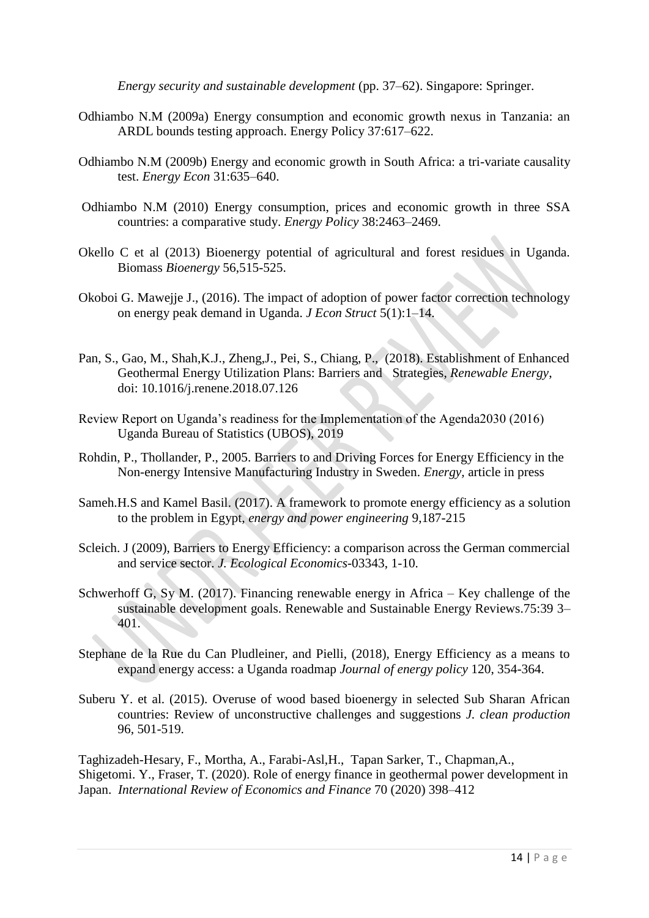*Energy security and sustainable development* (pp. 37–62). Singapore: Springer.

Odhiambo N.M (2009a) Energy consumption and economic growth nexus in Tanzania: an ARDL bounds testing approach. Energy Policy 37:617–622.

Odhiambo N.M (2009b) Energy and economic growth in South Africa: a tri-variate causality test. *Energy Econ* 31:635–640.

Odhiambo N.M (2010) Energy consumption, prices and economic growth in three SSA countries: a comparative study. *Energy Policy* 38:2463–2469.

Okello C et al (2013) Bioenergy potential of agricultural and forest residues in Uganda. Biomass *Bioenergy* 56,515-525.

Okoboi G. Mawejje J., (2016). The impact of adoption of power factor correction technology on energy peak demand in Uganda. *J Econ Struct* 5(1):1–14.

Pan, S., Gao, M., Shah,K.J., Zheng,J., Pei, S., Chiang, P., (2018). Establishment of Enhanced Geothermal Energy Utilization Plans: Barriers and Strategies, *Renewable Energy*, doi: 10.1016/j.renene.2018.07.126

Review Report on Uganda's readiness for the Implementation of the Agenda2030 (2016) Uganda Bureau of Statistics (UBOS), 2019

Rohdin, P., Thollander, P., 2005. Barriers to and Driving Forces for Energy Efficiency in the Non-energy Intensive Manufacturing Industry in Sweden. *Energy,* article in press

Sameh.H.S and Kamel Basil. (2017). A framework to promote energy efficiency as a solution to the problem in Egypt, *energy and power engineering* 9,187-215

Scleich. J (2009), Barriers to Energy Efficiency: a comparison across the German commercial and service sector. *J. Ecological Economics*-03343, 1-10.

Schwerhoff G, Sy M. (2017). Financing renewable energy in Africa – Key challenge of the sustainable development goals. Renewable and Sustainable Energy Reviews.75:39 3–401.

Stephane de la Rue du Can Pludleiner, and Pielli, (2018), Energy Efficiency as a means to expand energy access: a Uganda roadmap *Journal of energy policy* 120, 354-364.

Suberu Y. et al. (2015). Overuse of wood based bioenergy in selected Sub Sharan African countries: Review of unconstructive challenges and suggestions *J. clean production* 96, 501-519.

Taghizadeh-Hesary, F., Mortha, A., Farabi-Asl,H., Tapan Sarker, T., Chapman,A., Shigetomi. Y., Fraser, T. (2020). Role of energy finance in geothermal power development in Japan. *International Review of Economics and Finance* 70 (2020) 398–412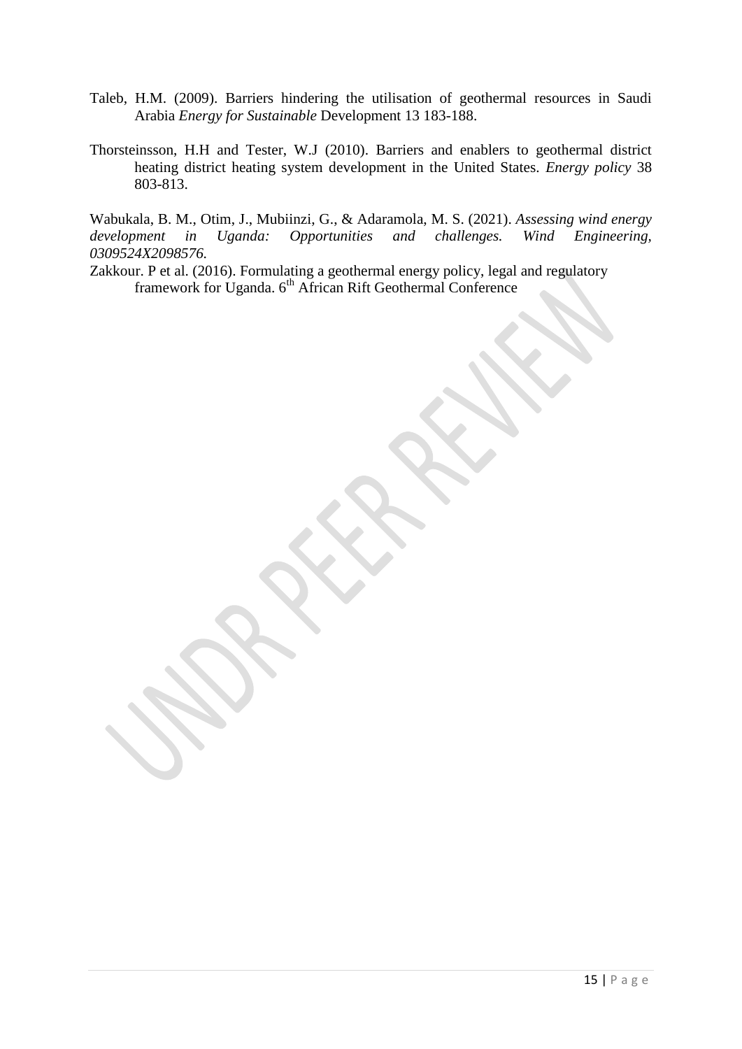Taleb, H.M. (2009). Barriers hindering the utilisation of geothermal resources in Saudi Arabia *Energy for Sustainable* Development 13 183-188.

Thorsteinsson, H.H and Tester, W.J (2010). Barriers and enablers to geothermal district heating district heating system development in the United States. *Energy policy* 38 803-813.

Wabukala, B. M., Otim, J., Mubiinzi, G., & Adaramola, M. S. (2021). *Assessing wind energy development in Uganda: Opportunities and challenges. Wind Engineering, 0309524X2098576.*

Zakkour. P et al. (2016). Formulating a geothermal energy policy, legal and regulatory framework for Uganda. 6th African Rift Geothermal Conference